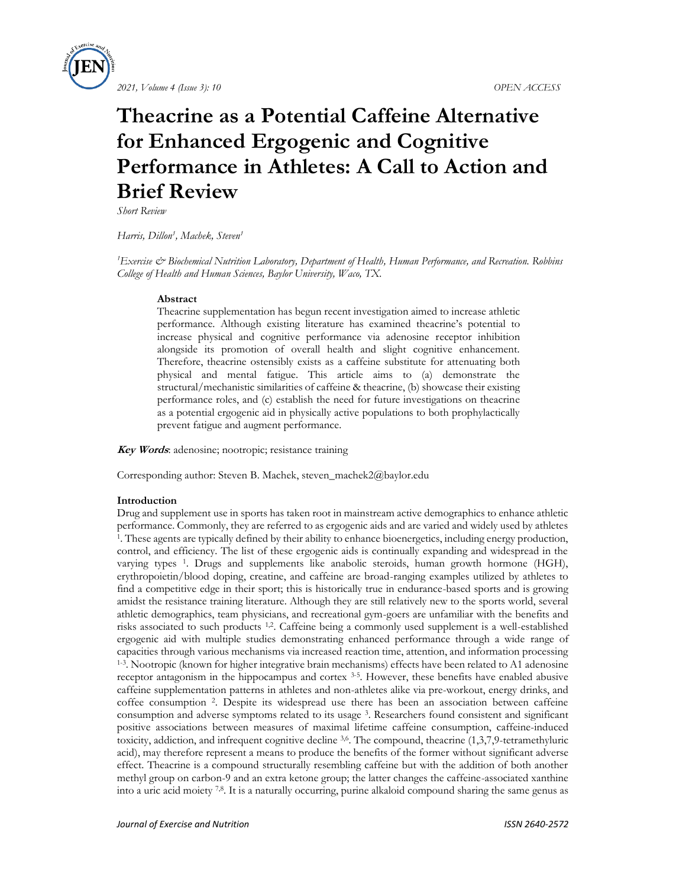# Theacrine as a Potential Caffeine Alternative for Enhanced Ergogenic and Cognitive Performance in Athletes: A Call to Action and Brief Review

*Short Review*

*Harris, Dillon[1], Machek, Steven[1]*

*[1]Exercise & Biochemical Nutrition Laboratory, Department of Health, Human Performance, and Recreation. Robbins College of Health and Human Sciences, Baylor University, Waco, TX.*

### Abstract

Theacrine supplementation has begun recent investigation aimed to increase athletic performance. Although existing literature has examined theacrine's potential to increase physical and cognitive performance via adenosine receptor inhibition alongside its promotion of overall health and slight cognitive enhancement. Therefore, theacrine ostensibly exists as a caffeine substitute for attenuating both physical and mental fatigue. This article aims to (a) demonstrate the structural/mechanistic similarities of caffeine & theacrine, (b) showcase their existing performance roles, and (c) establish the need for future investigations on theacrine as a potential ergogenic aid in physically active populations to both prophylactically prevent fatigue and augment performance.

***Key Words***: adenosine; nootropic; resistance training

Corresponding author: Steven B. Machek, steven_machek2@baylor.edu

### Introduction

Drug and supplement use in sports has taken root in mainstream active demographics to enhance athletic performance. Commonly, they are referred to as ergogenic aids and are varied and widely used by athletes [1]. These agents are typically defined by their ability to enhance bioenergetics, including energy production, control, and efficiency. The list of these ergogenic aids is continually expanding and widespread in the varying types [1]. Drugs and supplements like anabolic steroids, human growth hormone (HGH), erythropoietin/blood doping, creatine, and caffeine are broad-ranging examples utilized by athletes to find a competitive edge in their sport; this is historically true in endurance-based sports and is growing amidst the resistance training literature. Although they are still relatively new to the sports world, several athletic demographics, team physicians, and recreational gym-goers are unfamiliar with the benefits and risks associated to such products [1,2]. Caffeine being a commonly used supplement is a well-established ergogenic aid with multiple studies demonstrating enhanced performance through a wide range of capacities through various mechanisms via increased reaction time, attention, and information processing [1-3]. Nootropic (known for higher integrative brain mechanisms) effects have been related to A1 adenosine receptor antagonism in the hippocampus and cortex [3-5]. However, these benefits have enabled abusive caffeine supplementation patterns in athletes and non-athletes alike via pre-workout, energy drinks, and coffee consumption [2]. Despite its widespread use there has been an association between caffeine consumption and adverse symptoms related to its usage [3]. Researchers found consistent and significant positive associations between measures of maximal lifetime caffeine consumption, caffeine-induced toxicity, addiction, and infrequent cognitive decline [3,6]. The compound, theacrine (1,3,7,9-tetramethyluric acid), may therefore represent a means to produce the benefits of the former without significant adverse effect. Theacrine is a compound structurally resembling caffeine but with the addition of both another methyl group on carbon-9 and an extra ketone group; the latter changes the caffeine-associated xanthine into a uric acid moiety [7,8]. It is a naturally occurring, purine alkaloid compound sharing the same genus as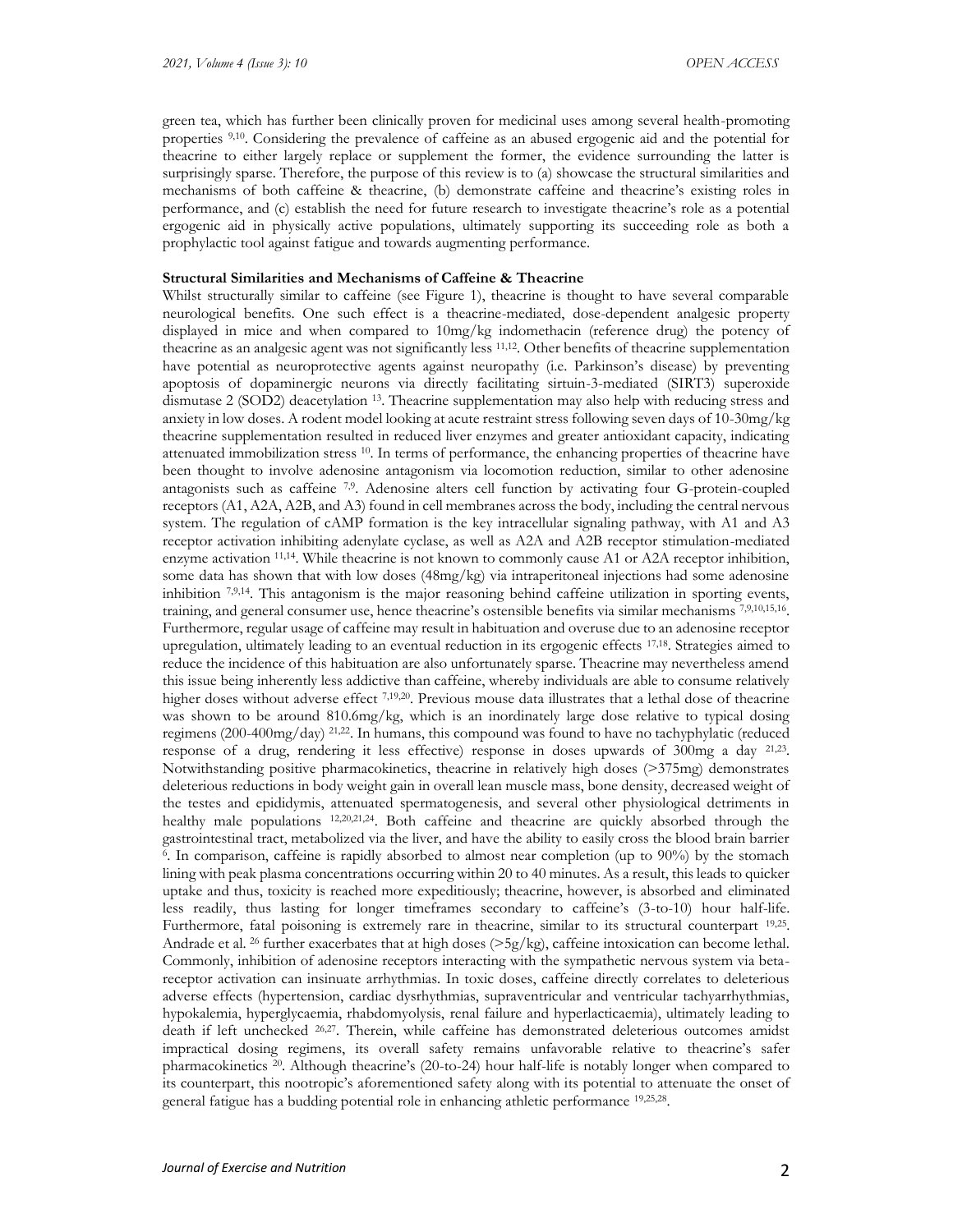green tea, which has further been clinically proven for medicinal uses among several health-promoting properties [9,10]. Considering the prevalence of caffeine as an abused ergogenic aid and the potential for theacrine to either largely replace or supplement the former, the evidence surrounding the latter is surprisingly sparse. Therefore, the purpose of this review is to (a) showcase the structural similarities and mechanisms of both caffeine & theacrine, (b) demonstrate caffeine and theacrine's existing roles in performance, and (c) establish the need for future research to investigate theacrine's role as a potential ergogenic aid in physically active populations, ultimately supporting its succeeding role as both a prophylactic tool against fatigue and towards augmenting performance.

**Structural Similarities and Mechanisms of Caffeine & Theacrine**

Whilst structurally similar to caffeine (see Figure 1), theacrine is thought to have several comparable neurological benefits. One such effect is a theacrine-mediated, dose-dependent analgesic property displayed in mice and when compared to 10mg/kg indomethacin (reference drug) the potency of theacrine as an analgesic agent was not significantly less [11,12]. Other benefits of theacrine supplementation have potential as neuroprotective agents against neuropathy (i.e. Parkinson's disease) by preventing apoptosis of dopaminergic neurons via directly facilitating sirtuin-3-mediated (SIRT3) superoxide dismutase 2 (SOD2) deacetylation [13]. Theacrine supplementation may also help with reducing stress and anxiety in low doses. A rodent model looking at acute restraint stress following seven days of 10-30mg/kg theacrine supplementation resulted in reduced liver enzymes and greater antioxidant capacity, indicating attenuated immobilization stress [10]. In terms of performance, the enhancing properties of theacrine have been thought to involve adenosine antagonism via locomotion reduction, similar to other adenosine antagonists such as caffeine [7,9]. Adenosine alters cell function by activating four G-protein-coupled receptors (A1, A2A, A2B, and A3) found in cell membranes across the body, including the central nervous system. The regulation of cAMP formation is the key intracellular signaling pathway, with A1 and A3 receptor activation inhibiting adenylate cyclase, as well as A2A and A2B receptor stimulation-mediated enzyme activation [11,14]. While theacrine is not known to commonly cause A1 or A2A receptor inhibition, some data has shown that with low doses (48mg/kg) via intraperitoneal injections had some adenosine inhibition [7,9,14]. This antagonism is the major reasoning behind caffeine utilization in sporting events, training, and general consumer use, hence theacrine's ostensible benefits via similar mechanisms [7,9,10,15,16]. Furthermore, regular usage of caffeine may result in habituation and overuse due to an adenosine receptor upregulation, ultimately leading to an eventual reduction in its ergogenic effects [17,18]. Strategies aimed to reduce the incidence of this habituation are also unfortunately sparse. Theacrine may nevertheless amend this issue being inherently less addictive than caffeine, whereby individuals are able to consume relatively higher doses without adverse effect [7,19,20]. Previous mouse data illustrates that a lethal dose of theacrine was shown to be around 810.6mg/kg, which is an inordinately large dose relative to typical dosing regimens (200-400mg/day) [21,22]. In humans, this compound was found to have no tachyphylatic (reduced response of a drug, rendering it less effective) response in doses upwards of 300mg a day [21,23]. Notwithstanding positive pharmacokinetics, theacrine in relatively high doses (>375mg) demonstrates deleterious reductions in body weight gain in overall lean muscle mass, bone density, decreased weight of the testes and epididymis, attenuated spermatogenesis, and several other physiological detriments in healthy male populations [12,20,21,24]. Both caffeine and theacrine are quickly absorbed through the gastrointestinal tract, metabolized via the liver, and have the ability to easily cross the blood brain barrier [6]. In comparison, caffeine is rapidly absorbed to almost near completion (up to 90%) by the stomach lining with peak plasma concentrations occurring within 20 to 40 minutes. As a result, this leads to quicker uptake and thus, toxicity is reached more expeditiously; theacrine, however, is absorbed and eliminated less readily, thus lasting for longer timeframes secondary to caffeine's (3-to-10) hour half-life. Furthermore, fatal poisoning is extremely rare in theacrine, similar to its structural counterpart [19,25]. Andrade et al. [26] further exacerbates that at high doses (>5g/kg), caffeine intoxication can become lethal. Commonly, inhibition of adenosine receptors interacting with the sympathetic nervous system via beta-receptor activation can insinuate arrhythmias. In toxic doses, caffeine directly correlates to deleterious adverse effects (hypertension, cardiac dysrhythmias, supraventricular and ventricular tachyarrhythmias, hypokalemia, hyperglycaemia, rhabdomyolysis, renal failure and hyperlacticaemia), ultimately leading to death if left unchecked [26,27]. Therein, while caffeine has demonstrated deleterious outcomes amidst impractical dosing regimens, its overall safety remains unfavorable relative to theacrine's safer pharmacokinetics [20]. Although theacrine's (20-to-24) hour half-life is notably longer when compared to its counterpart, this nootropic's aforementioned safety along with its potential to attenuate the onset of general fatigue has a budding potential role in enhancing athletic performance [19,25,28].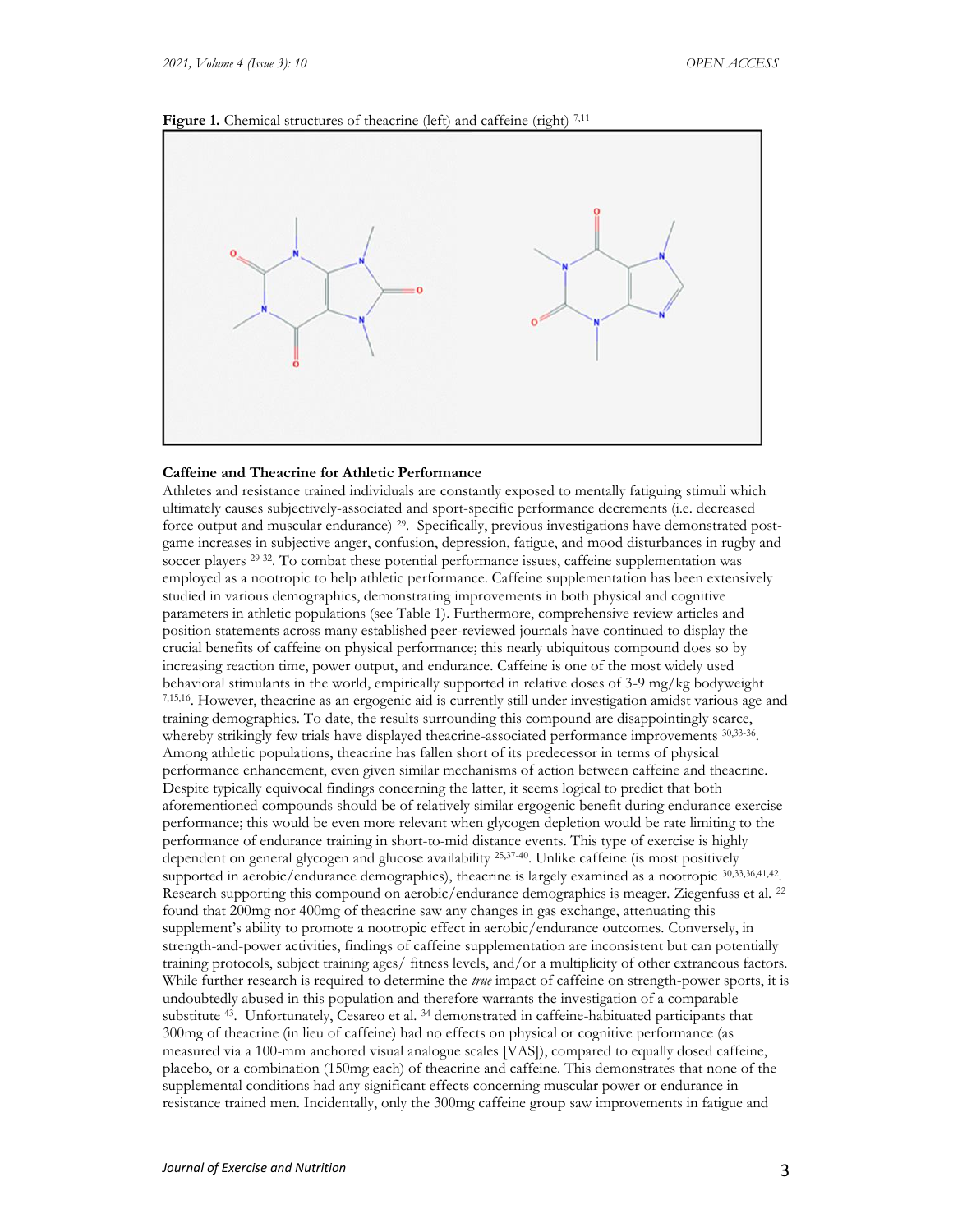**Figure 1.** Chemical structures of theacrine (left) and caffeine (right) [7,11]

**Caffeine and Theacrine for Athletic Performance**

Athletes and resistance trained individuals are constantly exposed to mentally fatiguing stimuli which ultimately causes subjectively-associated and sport-specific performance decrements (i.e. decreased force output and muscular endurance) [29]. Specifically, previous investigations have demonstrated post-game increases in subjective anger, confusion, depression, fatigue, and mood disturbances in rugby and soccer players [29-32]. To combat these potential performance issues, caffeine supplementation was employed as a nootropic to help athletic performance. Caffeine supplementation has been extensively studied in various demographics, demonstrating improvements in both physical and cognitive parameters in athletic populations (see Table 1). Furthermore, comprehensive review articles and position statements across many established peer-reviewed journals have continued to display the crucial benefits of caffeine on physical performance; this nearly ubiquitous compound does so by increasing reaction time, power output, and endurance. Caffeine is one of the most widely used behavioral stimulants in the world, empirically supported in relative doses of 3-9 mg/kg bodyweight [7,15,16]. However, theacrine as an ergogenic aid is currently still under investigation amidst various age and training demographics. To date, the results surrounding this compound are disappointingly scarce, whereby strikingly few trials have displayed theacrine-associated performance improvements [30,33-36]. Among athletic populations, theacrine has fallen short of its predecessor in terms of physical performance enhancement, even given similar mechanisms of action between caffeine and theacrine. Despite typically equivocal findings concerning the latter, it seems logical to predict that both aforementioned compounds should be of relatively similar ergogenic benefit during endurance exercise performance; this would be even more relevant when glycogen depletion would be rate limiting to the performance of endurance training in short-to-mid distance events. This type of exercise is highly dependent on general glycogen and glucose availability [25,37-40]. Unlike caffeine (is most positively supported in aerobic/endurance demographics), theacrine is largely examined as a nootropic [30,33,36,41,42]. Research supporting this compound on aerobic/endurance demographics is meager. Ziegenfuss et al. [22] found that 200mg nor 400mg of theacrine saw any changes in gas exchange, attenuating this supplement's ability to promote a nootropic effect in aerobic/endurance outcomes. Conversely, in strength-and-power activities, findings of caffeine supplementation are inconsistent but can potentially training protocols, subject training ages/ fitness levels, and/or a multiplicity of other extraneous factors. While further research is required to determine the *true* impact of caffeine on strength-power sports, it is undoubtedly abused in this population and therefore warrants the investigation of a comparable substitute [43]. Unfortunately, Cesareo et al. [34] demonstrated in caffeine-habituated participants that 300mg of theacrine (in lieu of caffeine) had no effects on physical or cognitive performance (as measured via a 100-mm anchored visual analogue scales [VAS]), compared to equally dosed caffeine, placebo, or a combination (150mg each) of theacrine and caffeine. This demonstrates that none of the supplemental conditions had any significant effects concerning muscular power or endurance in resistance trained men. Incidentally, only the 300mg caffeine group saw improvements in fatigue and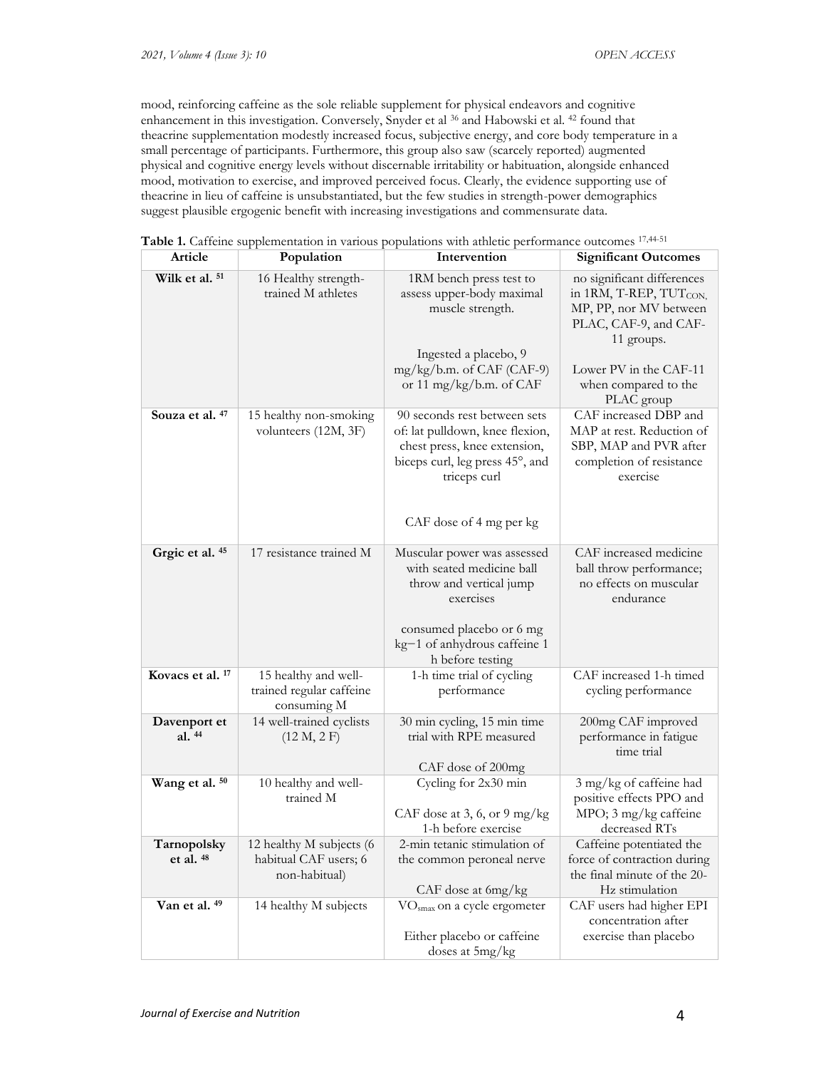mood, reinforcing caffeine as the sole reliable supplement for physical endeavors and cognitive enhancement in this investigation. Conversely, Snyder et al [36] and Habowski et al. [42] found that theacrine supplementation modestly increased focus, subjective energy, and core body temperature in a small percentage of participants. Furthermore, this group also saw (scarcely reported) augmented physical and cognitive energy levels without discernable irritability or habituation, alongside enhanced mood, motivation to exercise, and improved perceived focus. Clearly, the evidence supporting use of theacrine in lieu of caffeine is unsubstantiated, but the few studies in strength-power demographics suggest plausible ergogenic benefit with increasing investigations and commensurate data.

**Table 1.** Caffeine supplementation in various populations with athletic performance outcomes [17,44-51]

| Article | Population | Intervention | Significant Outcomes |
|---|---|---|---|
| **Wilk et al. [51]** | 16 Healthy strength-trained M athletes | 1RM bench press test to assess upper-body maximal muscle strength. Ingested a placebo, 9 mg/kg/b.m. of CAF (CAF-9) or 11 mg/kg/b.m. of CAF | no significant differences in 1RM, T-REP, $TUT_{CON}$, MP, PP, nor MV between PLAC, CAF-9, and CAF-11 groups. Lower PV in the CAF-11 when compared to the PLAC group |
| **Souza et al. [47]** | 15 healthy non-smoking volunteers (12M, 3F) | 90 seconds rest between sets of: lat pulldown, knee flexion, chest press, knee extension, biceps curl, leg press 45°, and triceps curl. CAF dose of 4 mg per kg | CAF increased DBP and MAP at rest. Reduction of SBP, MAP and PVR after completion of resistance exercise |
| **Grgic et al. [45]** | 17 resistance trained M | Muscular power was assessed with seated medicine ball throw and vertical jump exercises. consumed placebo or 6 mg kg−1 of anhydrous caffeine 1 h before testing | CAF increased medicine ball throw performance; no effects on muscular endurance |
| **Kovacs et al. [17]** | 15 healthy and well-trained regular caffeine consuming M | 1-h time trial of cycling performance | CAF increased 1-h timed cycling performance |
| **Davenport et al. [44]** | 14 well-trained cyclists (12 M, 2 F) | 30 min cycling, 15 min time trial with RPE measured. CAF dose of 200mg | 200mg CAF improved performance in fatigue time trial |
| **Wang et al. [50]** | 10 healthy and well-trained M | Cycling for 2x30 min. CAF dose at 3, 6, or 9 mg/kg 1-h before exercise | 3 mg/kg of caffeine had positive effects PPO and MPO; 3 mg/kg caffeine decreased RTs |
| **Tarnopolsky et al. [48]** | 12 healthy M subjects (6 habitual CAF users; 6 non-habitual) | 2-min tetanic stimulation of the common peroneal nerve. CAF dose at 6mg/kg | Caffeine potentiated the force of contraction during the final minute of the 20-Hz stimulation |
| **Van et al. [49]** | 14 healthy M subjects | $VO_{smax}$ on a cycle ergometer. Either placebo or caffeine doses at 5mg/kg | CAF users had higher EPI concentration after exercise than placebo |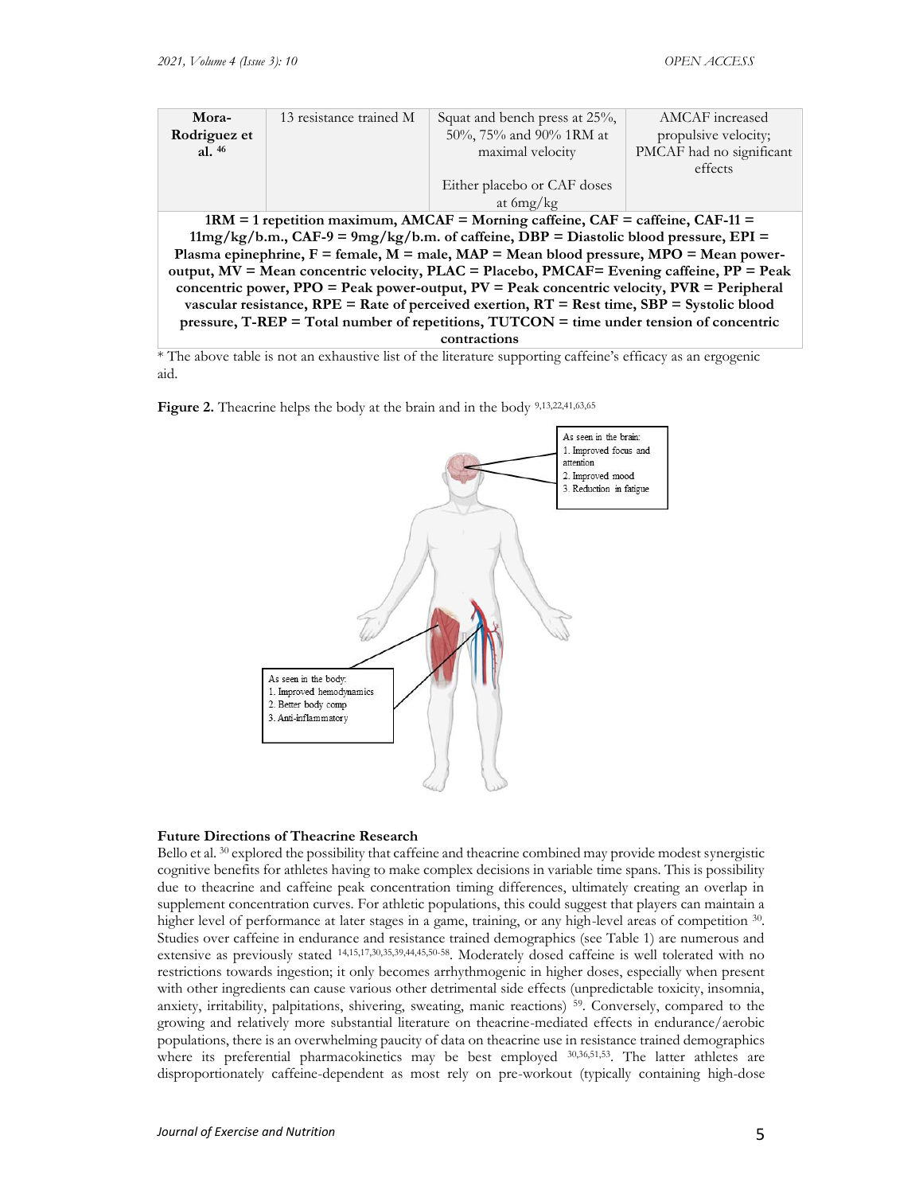| Mora-Rodriguez et al. [46] | 13 resistance trained M | Squat and bench press at 25%, 50%, 75% and 90% 1RM at maximal velocity<br><br>Either placebo or CAF doses at 6mg/kg | AMCAF increased propulsive velocity; PMCAF had no significant effects |
|---|---|---|---|

**1RM = 1 repetition maximum, AMCAF = Morning caffeine, CAF = caffeine, CAF-11 = 11mg/kg/b.m., CAF-9 = 9mg/kg/b.m. of caffeine, DBP = Diastolic blood pressure, EPI = Plasma epinephrine, F = female, M = male, MAP = Mean blood pressure, MPO = Mean power-output, MV = Mean concentric velocity, PLAC = Placebo, PMCAF= Evening caffeine, PP = Peak concentric power, PPO = Peak power-output, PV = Peak concentric velocity, PVR = Peripheral vascular resistance, RPE = Rate of perceived exertion, RT = Rest time, SBP = Systolic blood pressure, T-REP = Total number of repetitions, TUTCON = time under tension of concentric contractions**

* The above table is not an exhaustive list of the literature supporting caffeine's efficacy as an ergogenic aid.

**Figure 2.** Theacrine helps the body at the brain and in the body [9,13,22,41,63,65]

As seen in the brain:
1. Improved focus and attention
2. Improved mood
3. Reduction in fatigue

As seen in the body:
1. Improved hemodynamics
2. Better body comp
3. Anti-inflammatory

### Future Directions of Theacrine Research

Bello et al. [30] explored the possibility that caffeine and theacrine combined may provide modest synergistic cognitive benefits for athletes having to make complex decisions in variable time spans. This is possibility due to theacrine and caffeine peak concentration timing differences, ultimately creating an overlap in supplement concentration curves. For athletic populations, this could suggest that players can maintain a higher level of performance at later stages in a game, training, or any high-level areas of competition [30]. Studies over caffeine in endurance and resistance trained demographics (see Table 1) are numerous and extensive as previously stated [14,15,17,30,35,39,44,45,50-58]. Moderately dosed caffeine is well tolerated with no restrictions towards ingestion; it only becomes arrhythmogenic in higher doses, especially when present with other ingredients can cause various other detrimental side effects (unpredictable toxicity, insomnia, anxiety, irritability, palpitations, shivering, sweating, manic reactions) [59]. Conversely, compared to the growing and relatively more substantial literature on theacrine-mediated effects in endurance/aerobic populations, there is an overwhelming paucity of data on theacrine use in resistance trained demographics where its preferential pharmacokinetics may be best employed [30,36,51,53]. The latter athletes are disproportionately caffeine-dependent as most rely on pre-workout (typically containing high-dose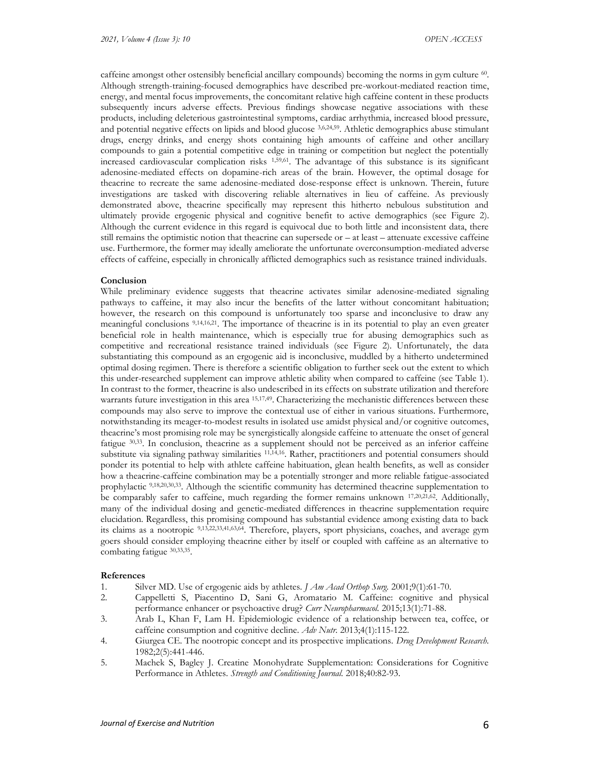caffeine amongst other ostensibly beneficial ancillary compounds) becoming the norms in gym culture [60]. Although strength-training-focused demographics have described pre-workout-mediated reaction time, energy, and mental focus improvements, the concomitant relative high caffeine content in these products subsequently incurs adverse effects. Previous findings showcase negative associations with these products, including deleterious gastrointestinal symptoms, cardiac arrhythmia, increased blood pressure, and potential negative effects on lipids and blood glucose [3,6,24,59]. Athletic demographics abuse stimulant drugs, energy drinks, and energy shots containing high amounts of caffeine and other ancillary compounds to gain a potential competitive edge in training or competition but neglect the potentially increased cardiovascular complication risks [1,59,61]. The advantage of this substance is its significant adenosine-mediated effects on dopamine-rich areas of the brain. However, the optimal dosage for theacrine to recreate the same adenosine-mediated dose-response effect is unknown. Therein, future investigations are tasked with discovering reliable alternatives in lieu of caffeine. As previously demonstrated above, theacrine specifically may represent this hitherto nebulous substitution and ultimately provide ergogenic physical and cognitive benefit to active demographics (see Figure 2). Although the current evidence in this regard is equivocal due to both little and inconsistent data, there still remains the optimistic notion that theacrine can supersede or – at least – attenuate excessive caffeine use. Furthermore, the former may ideally ameliorate the unfortunate overconsumption-mediated adverse effects of caffeine, especially in chronically afflicted demographics such as resistance trained individuals.

**Conclusion**

While preliminary evidence suggests that theacrine activates similar adenosine-mediated signaling pathways to caffeine, it may also incur the benefits of the latter without concomitant habituation; however, the research on this compound is unfortunately too sparse and inconclusive to draw any meaningful conclusions [9,14,16,21]. The importance of theacrine is in its potential to play an even greater beneficial role in health maintenance, which is especially true for abusing demographics such as competitive and recreational resistance trained individuals (see Figure 2). Unfortunately, the data substantiating this compound as an ergogenic aid is inconclusive, muddled by a hitherto undetermined optimal dosing regimen. There is therefore a scientific obligation to further seek out the extent to which this under-researched supplement can improve athletic ability when compared to caffeine (see Table 1). In contrast to the former, theacrine is also undescribed in its effects on substrate utilization and therefore warrants future investigation in this area [15,17,49]. Characterizing the mechanistic differences between these compounds may also serve to improve the contextual use of either in various situations. Furthermore, notwithstanding its meager-to-modest results in isolated use amidst physical and/or cognitive outcomes, theacrine's most promising role may be synergistically alongside caffeine to attenuate the onset of general fatigue [30,33]. In conclusion, theacrine as a supplement should not be perceived as an inferior caffeine substitute via signaling pathway similarities [11,14,16]. Rather, practitioners and potential consumers should ponder its potential to help with athlete caffeine habituation, glean health benefits, as well as consider how a theacrine-caffeine combination may be a potentially stronger and more reliable fatigue-associated prophylactic [9,18,20,30,33]. Although the scientific community has determined theacrine supplementation to be comparably safer to caffeine, much regarding the former remains unknown [17,20,21,62]. Additionally, many of the individual dosing and genetic-mediated differences in theacrine supplementation require elucidation. Regardless, this promising compound has substantial evidence among existing data to back its claims as a nootropic [9,13,22,33,41,63,64]. Therefore, players, sport physicians, coaches, and average gym goers should consider employing theacrine either by itself or coupled with caffeine as an alternative to combating fatigue [30,33,35].

**References**

1. Silver MD. Use of ergogenic aids by athletes. *J Am Acad Orthop Surg.* 2001;9(1):61-70.
2. Cappelletti S, Piacentino D, Sani G, Aromatario M. Caffeine: cognitive and physical performance enhancer or psychoactive drug? *Curr Neuropharmacol.* 2015;13(1):71-88.
3. Arab L, Khan F, Lam H. Epidemiologic evidence of a relationship between tea, coffee, or caffeine consumption and cognitive decline. *Adv Nutr.* 2013;4(1):115-122.
4. Giurgea CE. The nootropic concept and its prospective implications. *Drug Development Research.* 1982;2(5):441-446.
5. Machek S, Bagley J. Creatine Monohydrate Supplementation: Considerations for Cognitive Performance in Athletes. *Strength and Conditioning Journal.* 2018;40:82-93.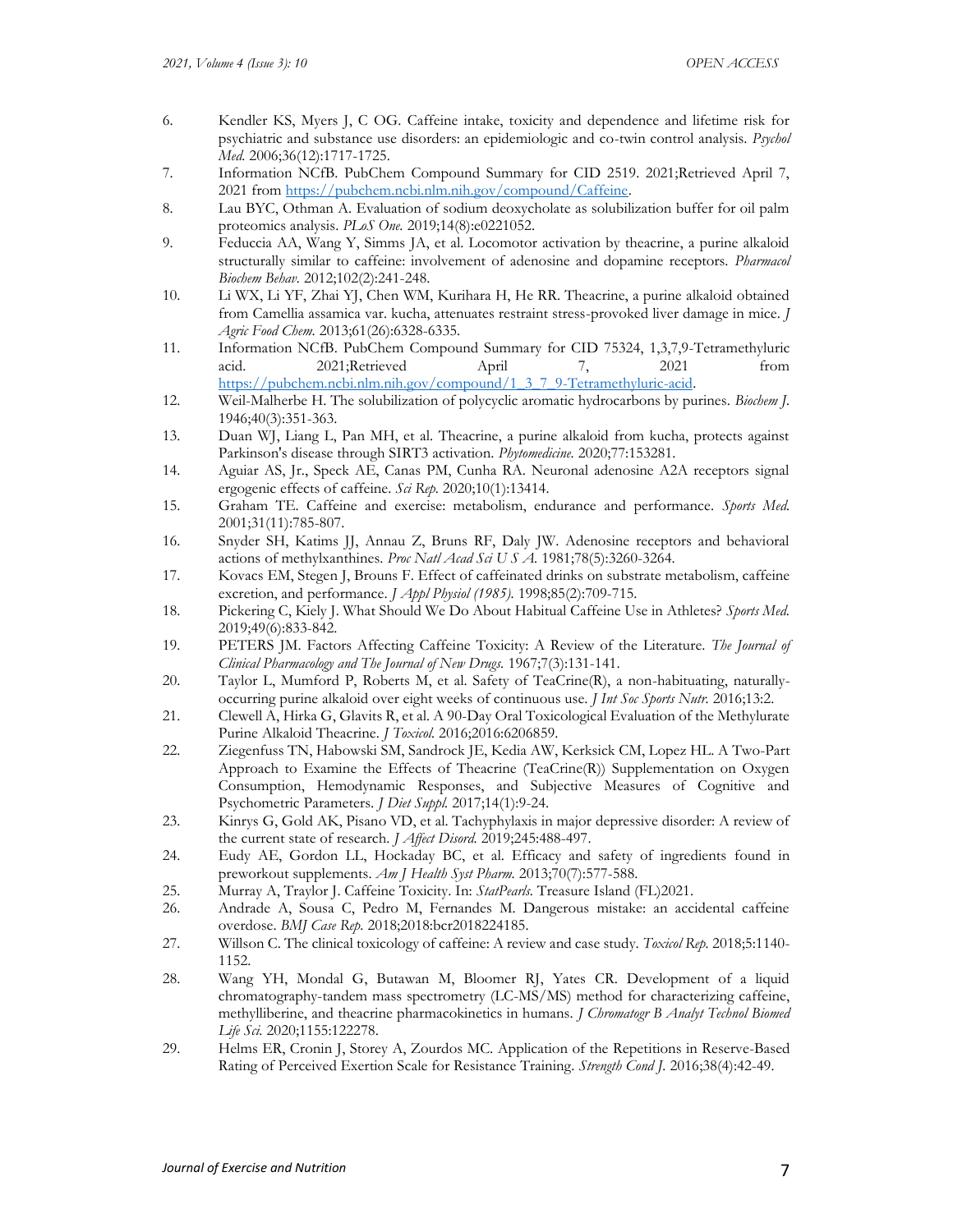6. Kendler KS, Myers J, C OG. Caffeine intake, toxicity and dependence and lifetime risk for psychiatric and substance use disorders: an epidemiologic and co-twin control analysis. *Psychol Med.* 2006;36(12):1717-1725.
7. Information NCfB. PubChem Compound Summary for CID 2519. 2021;Retrieved April 7, 2021 from https://pubchem.ncbi.nlm.nih.gov/compound/Caffeine.
8. Lau BYC, Othman A. Evaluation of sodium deoxycholate as solubilization buffer for oil palm proteomics analysis. *PLoS One.* 2019;14(8):e0221052.
9. Feduccia AA, Wang Y, Simms JA, et al. Locomotor activation by theacrine, a purine alkaloid structurally similar to caffeine: involvement of adenosine and dopamine receptors. *Pharmacol Biochem Behav.* 2012;102(2):241-248.
10. Li WX, Li YF, Zhai YJ, Chen WM, Kurihara H, He RR. Theacrine, a purine alkaloid obtained from Camellia assamica var. kucha, attenuates restraint stress-provoked liver damage in mice. *J Agric Food Chem.* 2013;61(26):6328-6335.
11. Information NCfB. PubChem Compound Summary for CID 75324, 1,3,7,9-Tetramethyluric acid. 2021;Retrieved April 7, 2021 from https://pubchem.ncbi.nlm.nih.gov/compound/1_3_7_9-Tetramethyluric-acid.
12. Weil-Malherbe H. The solubilization of polycyclic aromatic hydrocarbons by purines. *Biochem J.* 1946;40(3):351-363.
13. Duan WJ, Liang L, Pan MH, et al. Theacrine, a purine alkaloid from kucha, protects against Parkinson's disease through SIRT3 activation. *Phytomedicine.* 2020;77:153281.
14. Aguiar AS, Jr., Speck AE, Canas PM, Cunha RA. Neuronal adenosine A2A receptors signal ergogenic effects of caffeine. *Sci Rep.* 2020;10(1):13414.
15. Graham TE. Caffeine and exercise: metabolism, endurance and performance. *Sports Med.* 2001;31(11):785-807.
16. Snyder SH, Katims JJ, Annau Z, Bruns RF, Daly JW. Adenosine receptors and behavioral actions of methylxanthines. *Proc Natl Acad Sci U S A.* 1981;78(5):3260-3264.
17. Kovacs EM, Stegen J, Brouns F. Effect of caffeinated drinks on substrate metabolism, caffeine excretion, and performance. *J Appl Physiol (1985).* 1998;85(2):709-715.
18. Pickering C, Kiely J. What Should We Do About Habitual Caffeine Use in Athletes? *Sports Med.* 2019;49(6):833-842.
19. PETERS JM. Factors Affecting Caffeine Toxicity: A Review of the Literature. *The Journal of Clinical Pharmacology and The Journal of New Drugs.* 1967;7(3):131-141.
20. Taylor L, Mumford P, Roberts M, et al. Safety of TeaCrine(R), a non-habituating, naturally-occurring purine alkaloid over eight weeks of continuous use. *J Int Soc Sports Nutr.* 2016;13:2.
21. Clewell A, Hirka G, Glavits R, et al. A 90-Day Oral Toxicological Evaluation of the Methylurate Purine Alkaloid Theacrine. *J Toxicol.* 2016;2016:6206859.
22. Ziegenfuss TN, Habowski SM, Sandrock JE, Kedia AW, Kerksick CM, Lopez HL. A Two-Part Approach to Examine the Effects of Theacrine (TeaCrine(R)) Supplementation on Oxygen Consumption, Hemodynamic Responses, and Subjective Measures of Cognitive and Psychometric Parameters. *J Diet Suppl.* 2017;14(1):9-24.
23. Kinrys G, Gold AK, Pisano VD, et al. Tachyphylaxis in major depressive disorder: A review of the current state of research. *J Affect Disord.* 2019;245:488-497.
24. Eudy AE, Gordon LL, Hockaday BC, et al. Efficacy and safety of ingredients found in preworkout supplements. *Am J Health Syst Pharm.* 2013;70(7):577-588.
25. Murray A, Traylor J. Caffeine Toxicity. In: *StatPearls.* Treasure Island (FL)2021.
26. Andrade A, Sousa C, Pedro M, Fernandes M. Dangerous mistake: an accidental caffeine overdose. *BMJ Case Rep.* 2018;2018:bcr2018224185.
27. Willson C. The clinical toxicology of caffeine: A review and case study. *Toxicol Rep.* 2018;5:1140-1152.
28. Wang YH, Mondal G, Butawan M, Bloomer RJ, Yates CR. Development of a liquid chromatography-tandem mass spectrometry (LC-MS/MS) method for characterizing caffeine, methylliberine, and theacrine pharmacokinetics in humans. *J Chromatogr B Analyt Technol Biomed Life Sci.* 2020;1155:122278.
29. Helms ER, Cronin J, Storey A, Zourdos MC. Application of the Repetitions in Reserve-Based Rating of Perceived Exertion Scale for Resistance Training. *Strength Cond J.* 2016;38(4):42-49.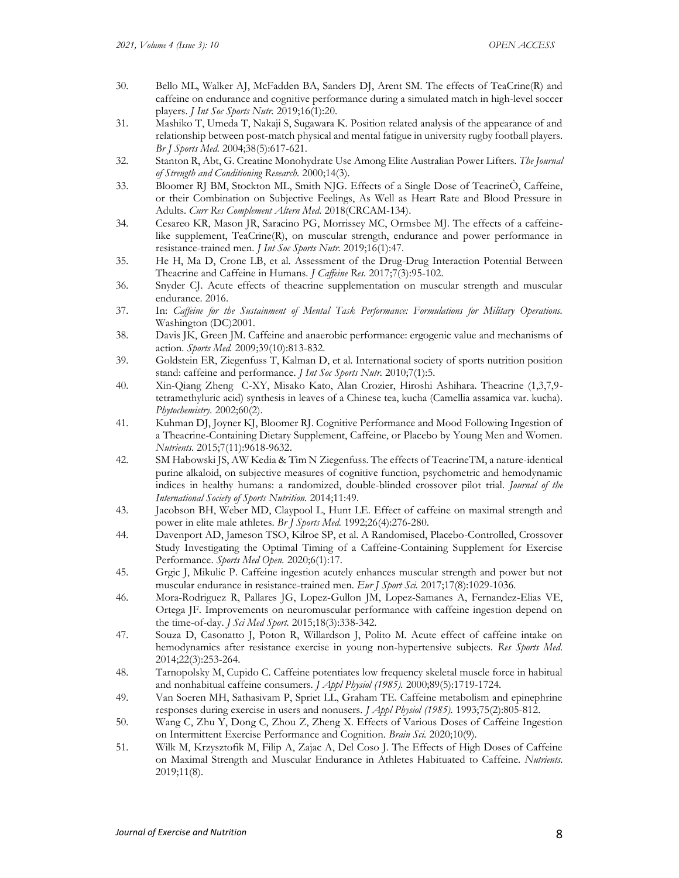30. Bello ML, Walker AJ, McFadden BA, Sanders DJ, Arent SM. The effects of TeaCrine(R) and caffeine on endurance and cognitive performance during a simulated match in high-level soccer players. *J Int Soc Sports Nutr.* 2019;16(1):20.
31. Mashiko T, Umeda T, Nakaji S, Sugawara K. Position related analysis of the appearance of and relationship between post-match physical and mental fatigue in university rugby football players. *Br J Sports Med.* 2004;38(5):617-621.
32. Stanton R, Abt, G. Creatine Monohydrate Use Among Elite Australian Power Lifters. *The Journal of Strength and Conditioning Research.* 2000;14(3).
33. Bloomer RJ BM, Stockton ML, Smith NJG. Effects of a Single Dose of TeacrineÒ, Caffeine, or their Combination on Subjective Feelings, As Well as Heart Rate and Blood Pressure in Adults. *Curr Res Complement Altern Med.* 2018(CRCAM-134).
34. Cesareo KR, Mason JR, Saracino PG, Morrissey MC, Ormsbee MJ. The effects of a caffeine-like supplement, TeaCrine(R), on muscular strength, endurance and power performance in resistance-trained men. *J Int Soc Sports Nutr.* 2019;16(1):47.
35. He H, Ma D, Crone LB, et al. Assessment of the Drug-Drug Interaction Potential Between Theacrine and Caffeine in Humans. *J Caffeine Res.* 2017;7(3):95-102.
36. Snyder CJ. Acute effects of theacrine supplementation on muscular strength and muscular endurance. 2016.
37. In: *Caffeine for the Sustainment of Mental Task Performance: Formulations for Military Operations.* Washington (DC)2001.
38. Davis JK, Green JM. Caffeine and anaerobic performance: ergogenic value and mechanisms of action. *Sports Med.* 2009;39(10):813-832.
39. Goldstein ER, Ziegenfuss T, Kalman D, et al. International society of sports nutrition position stand: caffeine and performance. *J Int Soc Sports Nutr.* 2010;7(1):5.
40. Xin-Qiang Zheng C-XY, Misako Kato, Alan Crozier, Hiroshi Ashihara. Theacrine (1,3,7,9-tetramethyluric acid) synthesis in leaves of a Chinese tea, kucha (Camellia assamica var. kucha). *Phytochemistry.* 2002;60(2).
41. Kuhman DJ, Joyner KJ, Bloomer RJ. Cognitive Performance and Mood Following Ingestion of a Theacrine-Containing Dietary Supplement, Caffeine, or Placebo by Young Men and Women. *Nutrients.* 2015;7(11):9618-9632.
42. SM Habowski JS, AW Kedia & Tim N Ziegenfuss. The effects of TeacrineTM, a nature-identical purine alkaloid, on subjective measures of cognitive function, psychometric and hemodynamic indices in healthy humans: a randomized, double-blinded crossover pilot trial. *Journal of the International Society of Sports Nutrition.* 2014;11:49.
43. Jacobson BH, Weber MD, Claypool L, Hunt LE. Effect of caffeine on maximal strength and power in elite male athletes. *Br J Sports Med.* 1992;26(4):276-280.
44. Davenport AD, Jameson TSO, Kilroe SP, et al. A Randomised, Placebo-Controlled, Crossover Study Investigating the Optimal Timing of a Caffeine-Containing Supplement for Exercise Performance. *Sports Med Open.* 2020;6(1):17.
45. Grgic J, Mikulic P. Caffeine ingestion acutely enhances muscular strength and power but not muscular endurance in resistance-trained men. *Eur J Sport Sci.* 2017;17(8):1029-1036.
46. Mora-Rodriguez R, Pallares JG, Lopez-Gullon JM, Lopez-Samanes A, Fernandez-Elias VE, Ortega JF. Improvements on neuromuscular performance with caffeine ingestion depend on the time-of-day. *J Sci Med Sport.* 2015;18(3):338-342.
47. Souza D, Casonatto J, Poton R, Willardson J, Polito M. Acute effect of caffeine intake on hemodynamics after resistance exercise in young non-hypertensive subjects. *Res Sports Med.* 2014;22(3):253-264.
48. Tarnopolsky M, Cupido C. Caffeine potentiates low frequency skeletal muscle force in habitual and nonhabitual caffeine consumers. *J Appl Physiol (1985).* 2000;89(5):1719-1724.
49. Van Soeren MH, Sathasivam P, Spriet LL, Graham TE. Caffeine metabolism and epinephrine responses during exercise in users and nonusers. *J Appl Physiol (1985).* 1993;75(2):805-812.
50. Wang C, Zhu Y, Dong C, Zhou Z, Zheng X. Effects of Various Doses of Caffeine Ingestion on Intermittent Exercise Performance and Cognition. *Brain Sci.* 2020;10(9).
51. Wilk M, Krzysztofik M, Filip A, Zajac A, Del Coso J. The Effects of High Doses of Caffeine on Maximal Strength and Muscular Endurance in Athletes Habituated to Caffeine. *Nutrients.* 2019;11(8).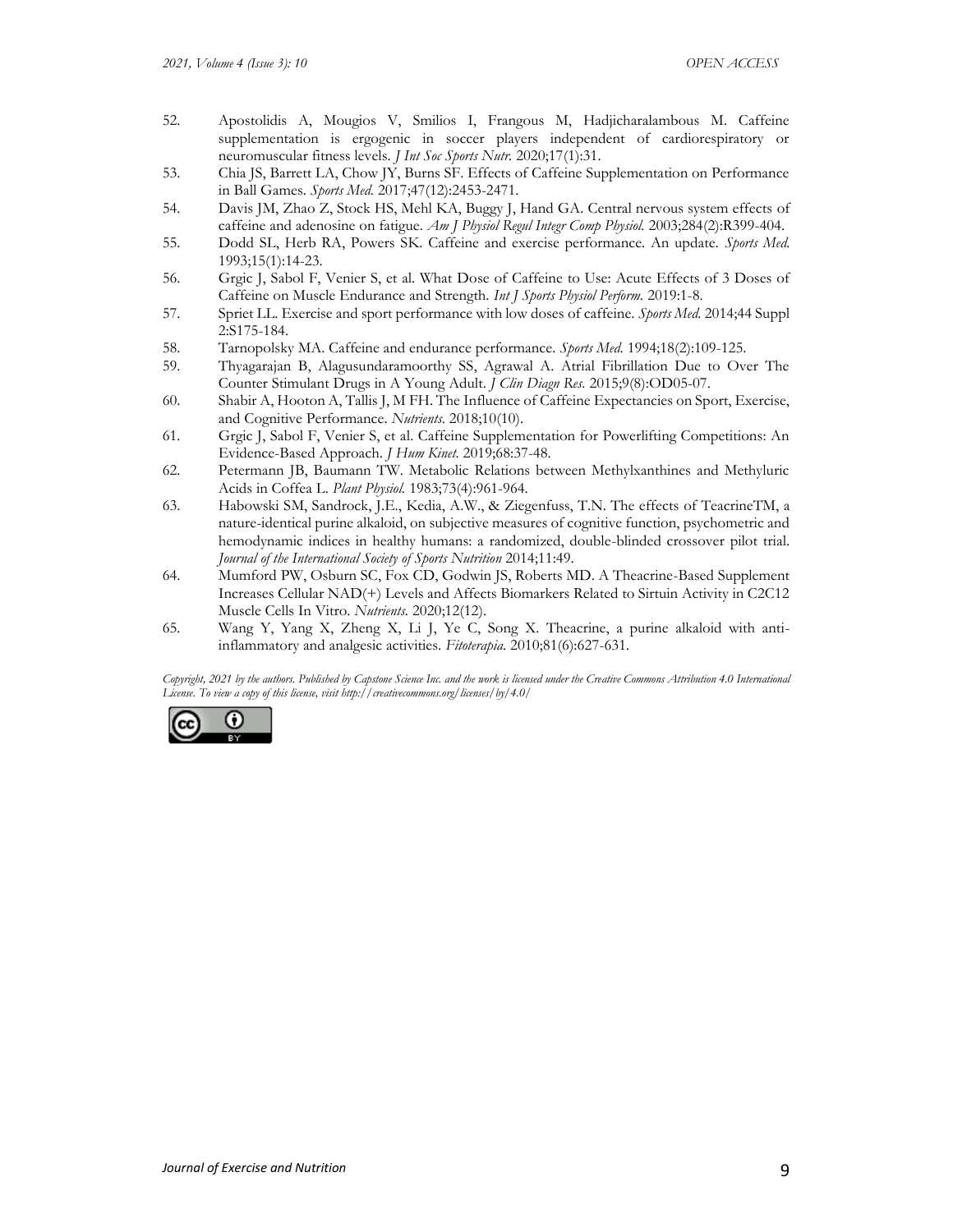52. Apostolidis A, Mougios V, Smilios I, Frangous M, Hadjicharalambous M. Caffeine supplementation is ergogenic in soccer players independent of cardiorespiratory or neuromuscular fitness levels. *J Int Soc Sports Nutr.* 2020;17(1):31.
53. Chia JS, Barrett LA, Chow JY, Burns SF. Effects of Caffeine Supplementation on Performance in Ball Games. *Sports Med.* 2017;47(12):2453-2471.
54. Davis JM, Zhao Z, Stock HS, Mehl KA, Buggy J, Hand GA. Central nervous system effects of caffeine and adenosine on fatigue. *Am J Physiol Regul Integr Comp Physiol.* 2003;284(2):R399-404.
55. Dodd SL, Herb RA, Powers SK. Caffeine and exercise performance. An update. *Sports Med.* 1993;15(1):14-23.
56. Grgic J, Sabol F, Venier S, et al. What Dose of Caffeine to Use: Acute Effects of 3 Doses of Caffeine on Muscle Endurance and Strength. *Int J Sports Physiol Perform.* 2019:1-8.
57. Spriet LL. Exercise and sport performance with low doses of caffeine. *Sports Med.* 2014;44 Suppl 2:S175-184.
58. Tarnopolsky MA. Caffeine and endurance performance. *Sports Med.* 1994;18(2):109-125.
59. Thyagarajan B, Alagusundaramoorthy SS, Agrawal A. Atrial Fibrillation Due to Over The Counter Stimulant Drugs in A Young Adult. *J Clin Diagn Res.* 2015;9(8):OD05-07.
60. Shabir A, Hooton A, Tallis J, M FH. The Influence of Caffeine Expectancies on Sport, Exercise, and Cognitive Performance. *Nutrients.* 2018;10(10).
61. Grgic J, Sabol F, Venier S, et al. Caffeine Supplementation for Powerlifting Competitions: An Evidence-Based Approach. *J Hum Kinet.* 2019;68:37-48.
62. Petermann JB, Baumann TW. Metabolic Relations between Methylxanthines and Methyluric Acids in Coffea L. *Plant Physiol.* 1983;73(4):961-964.
63. Habowski SM, Sandrock, J.E., Kedia, A.W., & Ziegenfuss, T.N. The effects of TeacrineTM, a nature-identical purine alkaloid, on subjective measures of cognitive function, psychometric and hemodynamic indices in healthy humans: a randomized, double-blinded crossover pilot trial. *Journal of the International Society of Sports Nutrition* 2014;11:49.
64. Mumford PW, Osburn SC, Fox CD, Godwin JS, Roberts MD. A Theacrine-Based Supplement Increases Cellular NAD(+) Levels and Affects Biomarkers Related to Sirtuin Activity in C2C12 Muscle Cells In Vitro. *Nutrients.* 2020;12(12).
65. Wang Y, Yang X, Zheng X, Li J, Ye C, Song X. Theacrine, a purine alkaloid with anti-inflammatory and analgesic activities. *Fitoterapia.* 2010;81(6):627-631.

*Copyright, 2021 by the authors. Published by Capstone Science Inc. and the work is licensed under the Creative Commons Attribution 4.0 International License. To view a copy of this license, visit http://creativecommons.org/licenses/by/4.0/*